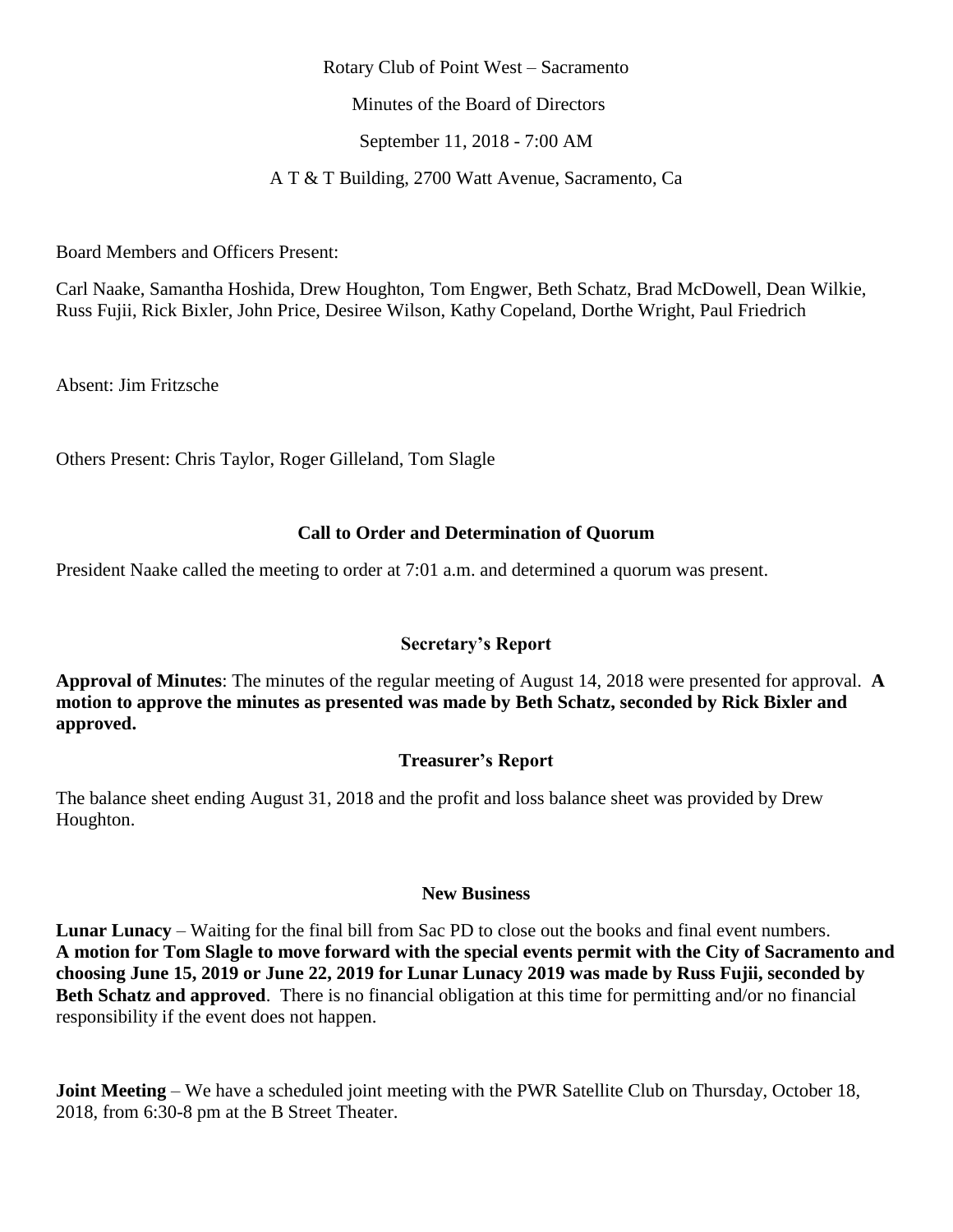Rotary Club of Point West – Sacramento

Minutes of the Board of Directors

September 11, 2018 - 7:00 AM

A T & T Building, 2700 Watt Avenue, Sacramento, Ca

Board Members and Officers Present:

Carl Naake, Samantha Hoshida, Drew Houghton, Tom Engwer, Beth Schatz, Brad McDowell, Dean Wilkie, Russ Fujii, Rick Bixler, John Price, Desiree Wilson, Kathy Copeland, Dorthe Wright, Paul Friedrich

Absent: Jim Fritzsche

Others Present: Chris Taylor, Roger Gilleland, Tom Slagle

## Call to Order and Determination of Quorum

President Naake called the meeting to order at 7:01 a.m. and determined a quorum was present.

## Secretary's Report

**Approval of Minutes**: The minutes of the regular meeting of August 14, 2018 were presented for approval. **A motion to approve the minutes as presented was made by Beth Schatz, seconded by Rick Bixler and approved.**

## Treasurer's Report

The balance sheet ending August 31, 2018 and the profit and loss balance sheet was provided by Drew Houghton.

## New Business

**Lunar Lunacy** – Waiting for the final bill from Sac PD to close out the books and final event numbers. **A motion for Tom Slagle to move forward with the special events permit with the City of Sacramento and choosing June 15, 2019 or June 22, 2019 for Lunar Lunacy 2019 was made by Russ Fujii, seconded by Beth Schatz and approved**. There is no financial obligation at this time for permitting and/or no financial responsibility if the event does not happen.

**Joint Meeting** – We have a scheduled joint meeting with the PWR Satellite Club on Thursday, October 18, 2018, from 6:30-8 pm at the B Street Theater.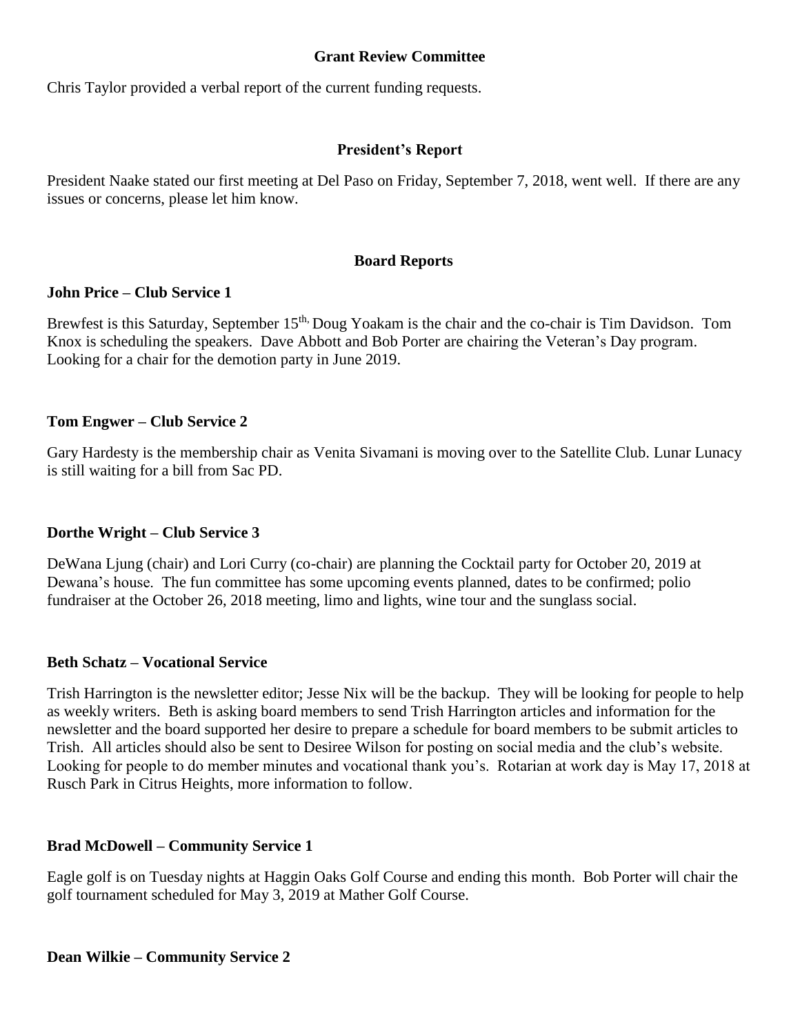## Grant Review Committee

Chris Taylor provided a verbal report of the current funding requests.

## President's Report

President Naake stated our first meeting at Del Paso on Friday, September 7, 2018, went well. If there are any issues or concerns, please let him know.

## Board Reports

**John Price – Club Service 1**

Brewfest is this Saturday, September 15th, Doug Yoakam is the chair and the co-chair is Tim Davidson. Tom Knox is scheduling the speakers. Dave Abbott and Bob Porter are chairing the Veteran's Day program. Looking for a chair for the demotion party in June 2019.

**Tom Engwer – Club Service 2**

Gary Hardesty is the membership chair as Venita Sivamani is moving over to the Satellite Club. Lunar Lunacy is still waiting for a bill from Sac PD.

**Dorthe Wright – Club Service 3**

DeWana Ljung (chair) and Lori Curry (co-chair) are planning the Cocktail party for October 20, 2019 at Dewana's house. The fun committee has some upcoming events planned, dates to be confirmed; polio fundraiser at the October 26, 2018 meeting, limo and lights, wine tour and the sunglass social.

**Beth Schatz – Vocational Service**

Trish Harrington is the newsletter editor; Jesse Nix will be the backup. They will be looking for people to help as weekly writers. Beth is asking board members to send Trish Harrington articles and information for the newsletter and the board supported her desire to prepare a schedule for board members to be submit articles to Trish. All articles should also be sent to Desiree Wilson for posting on social media and the club's website. Looking for people to do member minutes and vocational thank you's. Rotarian at work day is May 17, 2018 at Rusch Park in Citrus Heights, more information to follow.

**Brad McDowell – Community Service 1**

Eagle golf is on Tuesday nights at Haggin Oaks Golf Course and ending this month. Bob Porter will chair the golf tournament scheduled for May 3, 2019 at Mather Golf Course.

**Dean Wilkie – Community Service 2**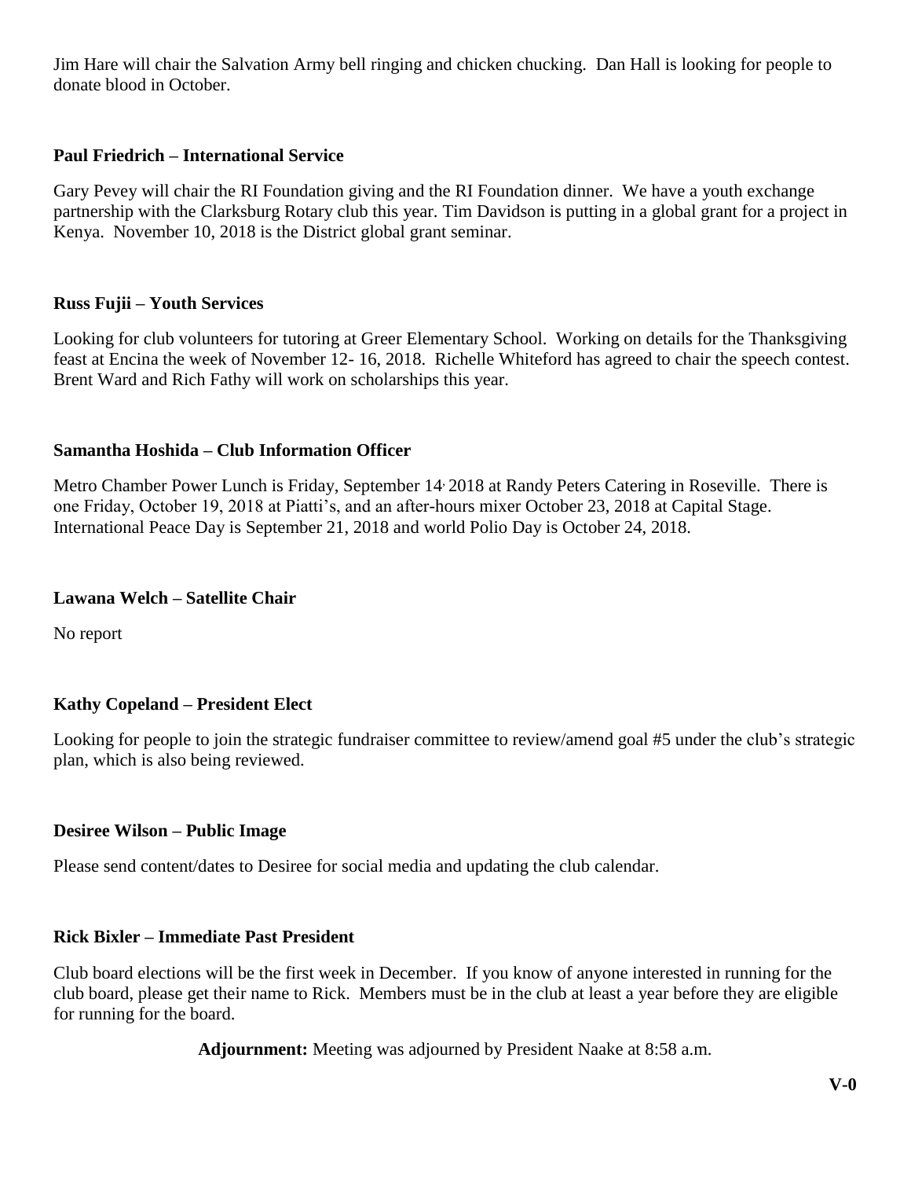Jim Hare will chair the Salvation Army bell ringing and chicken chucking. Dan Hall is looking for people to donate blood in October.

**Paul Friedrich – International Service**

Gary Pevey will chair the RI Foundation giving and the RI Foundation dinner. We have a youth exchange partnership with the Clarksburg Rotary club this year. Tim Davidson is putting in a global grant for a project in Kenya. November 10, 2018 is the District global grant seminar.

**Russ Fujii – Youth Services**

Looking for club volunteers for tutoring at Greer Elementary School. Working on details for the Thanksgiving feast at Encina the week of November 12- 16, 2018. Richelle Whiteford has agreed to chair the speech contest. Brent Ward and Rich Fathy will work on scholarships this year.

**Samantha Hoshida – Club Information Officer**

Metro Chamber Power Lunch is Friday, September 14, 2018 at Randy Peters Catering in Roseville. There is one Friday, October 19, 2018 at Piatti's, and an after-hours mixer October 23, 2018 at Capital Stage. International Peace Day is September 21, 2018 and world Polio Day is October 24, 2018.

**Lawana Welch – Satellite Chair**

No report

**Kathy Copeland – President Elect**

Looking for people to join the strategic fundraiser committee to review/amend goal #5 under the club's strategic plan, which is also being reviewed.

**Desiree Wilson – Public Image**

Please send content/dates to Desiree for social media and updating the club calendar.

**Rick Bixler – Immediate Past President**

Club board elections will be the first week in December. If you know of anyone interested in running for the club board, please get their name to Rick. Members must be in the club at least a year before they are eligible for running for the board.

**Adjournment:** Meeting was adjourned by President Naake at 8:58 a.m.

**V-0**